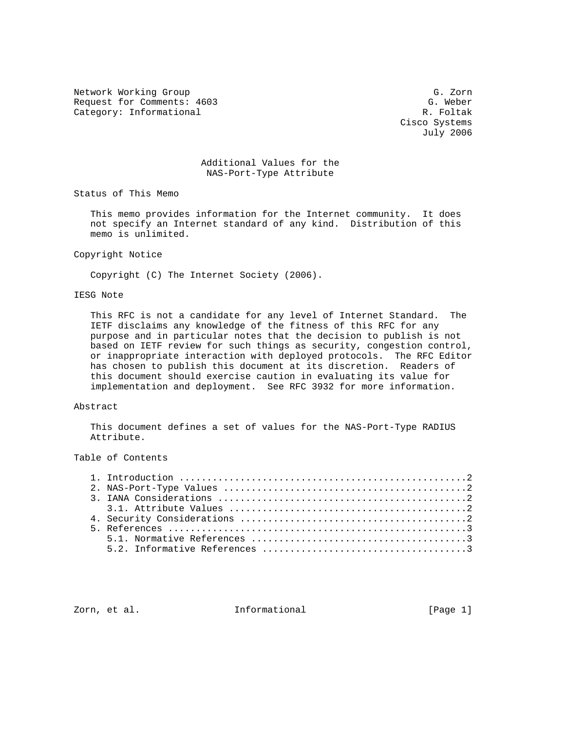Network Working Group G. Zorn
Request for Comments: 4603 G. Weber
Category: Informational R. Foltak
Cisco Systems
July 2006

# Additional Values for the NAS-Port-Type Attribute

## Status of This Memo

This memo provides information for the Internet community. It does not specify an Internet standard of any kind. Distribution of this memo is unlimited.

## Copyright Notice

Copyright (C) The Internet Society (2006).

## IESG Note

This RFC is not a candidate for any level of Internet Standard. The IETF disclaims any knowledge of the fitness of this RFC for any purpose and in particular notes that the decision to publish is not based on IETF review for such things as security, congestion control, or inappropriate interaction with deployed protocols. The RFC Editor has chosen to publish this document at its discretion. Readers of this document should exercise caution in evaluating its value for implementation and deployment. See RFC 3932 for more information.

## Abstract

This document defines a set of values for the NAS-Port-Type RADIUS Attribute.

## Table of Contents

1. Introduction ....................................................2
2. NAS-Port-Type Values ............................................2
3. IANA Considerations .............................................2
   3.1. Attribute Values ...........................................2
4. Security Considerations .........................................2
5. References ......................................................3
   5.1. Normative References .......................................3
   5.2. Informative References .....................................3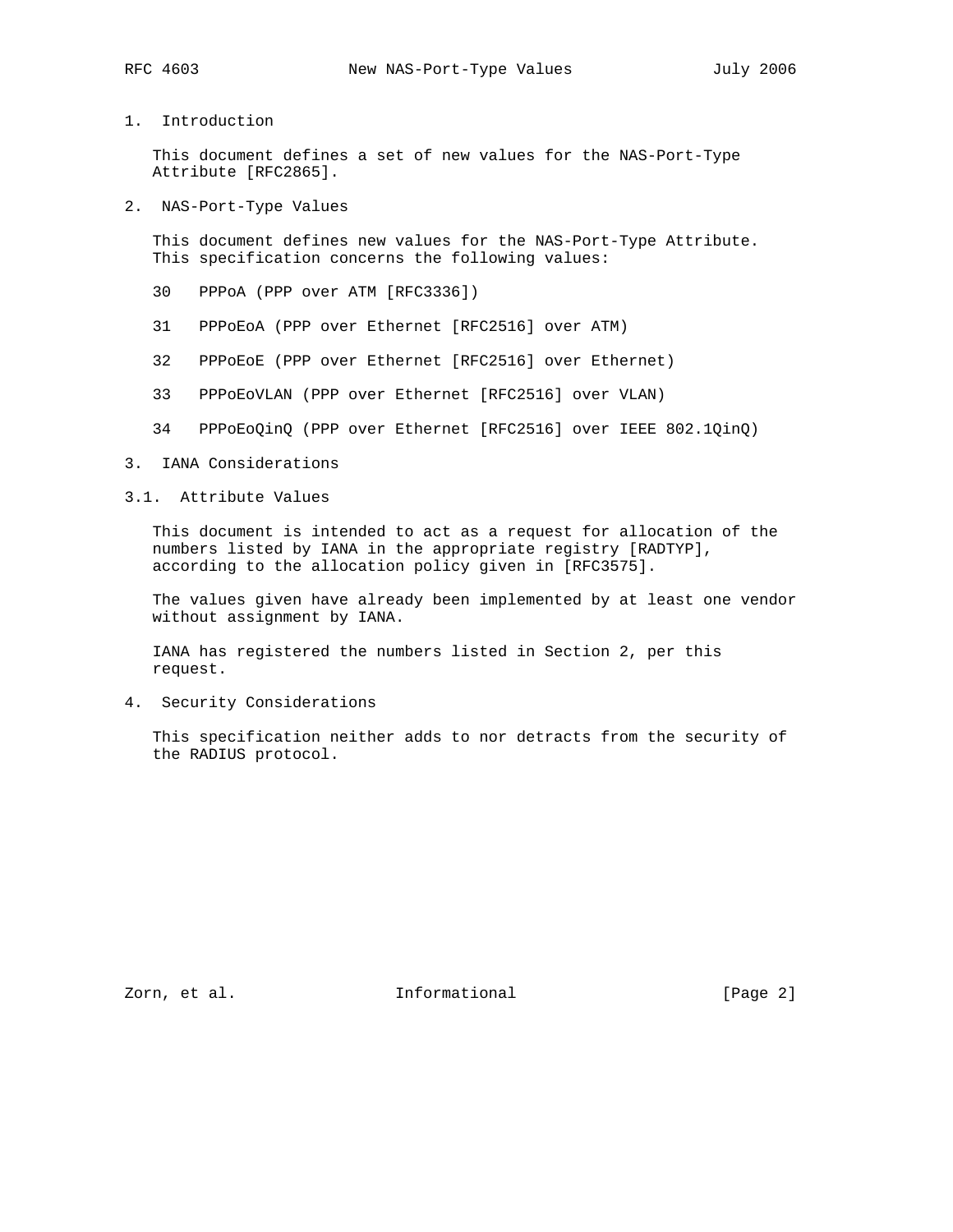# 1. Introduction

This document defines a set of new values for the NAS-Port-Type Attribute [RFC2865].

# 2. NAS-Port-Type Values

This document defines new values for the NAS-Port-Type Attribute. This specification concerns the following values:

30 PPPoA (PPP over ATM [RFC3336])

31 PPPoEoA (PPP over Ethernet [RFC2516] over ATM)

32 PPPoEoE (PPP over Ethernet [RFC2516] over Ethernet)

33 PPPoEoVLAN (PPP over Ethernet [RFC2516] over VLAN)

34 PPPoEoQinQ (PPP over Ethernet [RFC2516] over IEEE 802.1QinQ)

# 3. IANA Considerations

## 3.1. Attribute Values

This document is intended to act as a request for allocation of the numbers listed by IANA in the appropriate registry [RADTYP], according to the allocation policy given in [RFC3575].

The values given have already been implemented by at least one vendor without assignment by IANA.

IANA has registered the numbers listed in Section 2, per this request.

# 4. Security Considerations

This specification neither adds to nor detracts from the security of the RADIUS protocol.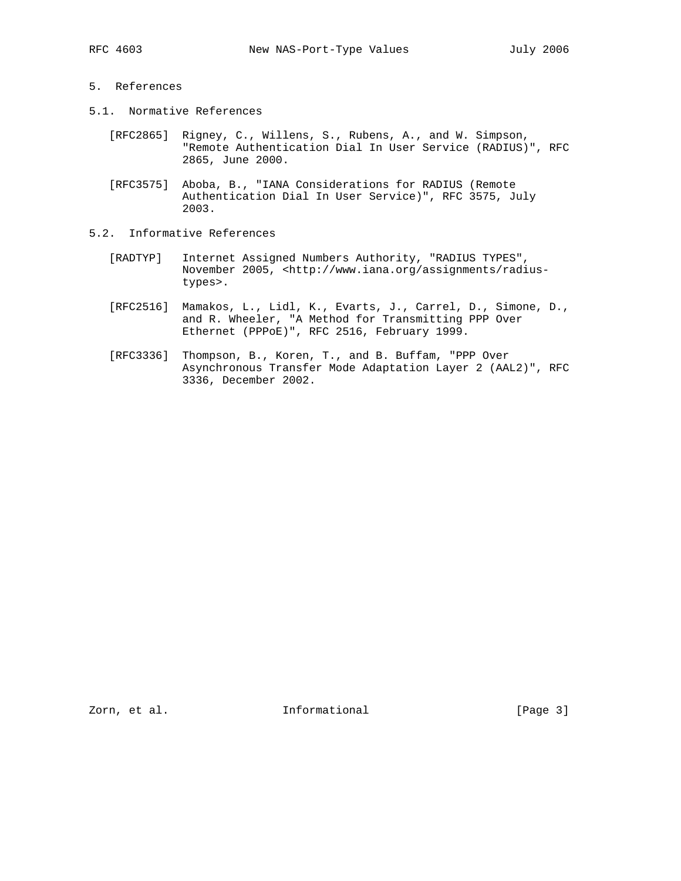## 5. References

### 5.1. Normative References

[RFC2865] Rigney, C., Willens, S., Rubens, A., and W. Simpson, "Remote Authentication Dial In User Service (RADIUS)", RFC 2865, June 2000.

[RFC3575] Aboba, B., "IANA Considerations for RADIUS (Remote Authentication Dial In User Service)", RFC 3575, July 2003.

### 5.2. Informative References

[RADTYP] Internet Assigned Numbers Authority, "RADIUS TYPES", November 2005, <http://www.iana.org/assignments/radius-types>.

[RFC2516] Mamakos, L., Lidl, K., Evarts, J., Carrel, D., Simone, D., and R. Wheeler, "A Method for Transmitting PPP Over Ethernet (PPPoE)", RFC 2516, February 1999.

[RFC3336] Thompson, B., Koren, T., and B. Buffam, "PPP Over Asynchronous Transfer Mode Adaptation Layer 2 (AAL2)", RFC 3336, December 2002.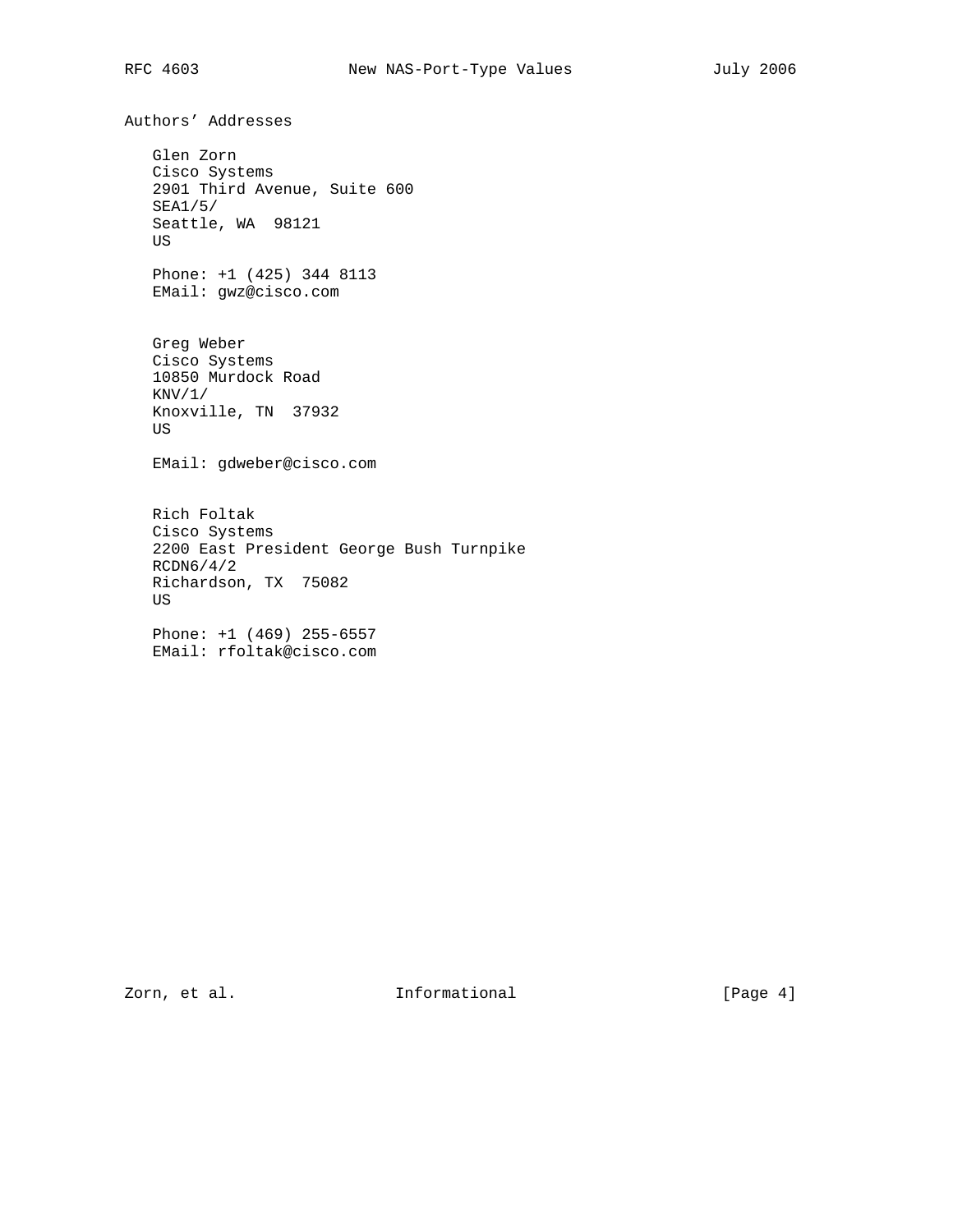## Authors' Addresses

Glen Zorn
Cisco Systems
2901 Third Avenue, Suite 600
SEA1/5/
Seattle, WA  98121
US

Phone: +1 (425) 344 8113
EMail: gwz@cisco.com

Greg Weber
Cisco Systems
10850 Murdock Road
KNV/1/
Knoxville, TN  37932
US

EMail: gdweber@cisco.com

Rich Foltak
Cisco Systems
2200 East President George Bush Turnpike
RCDN6/4/2
Richardson, TX  75082
US

Phone: +1 (469) 255-6557
EMail: rfoltak@cisco.com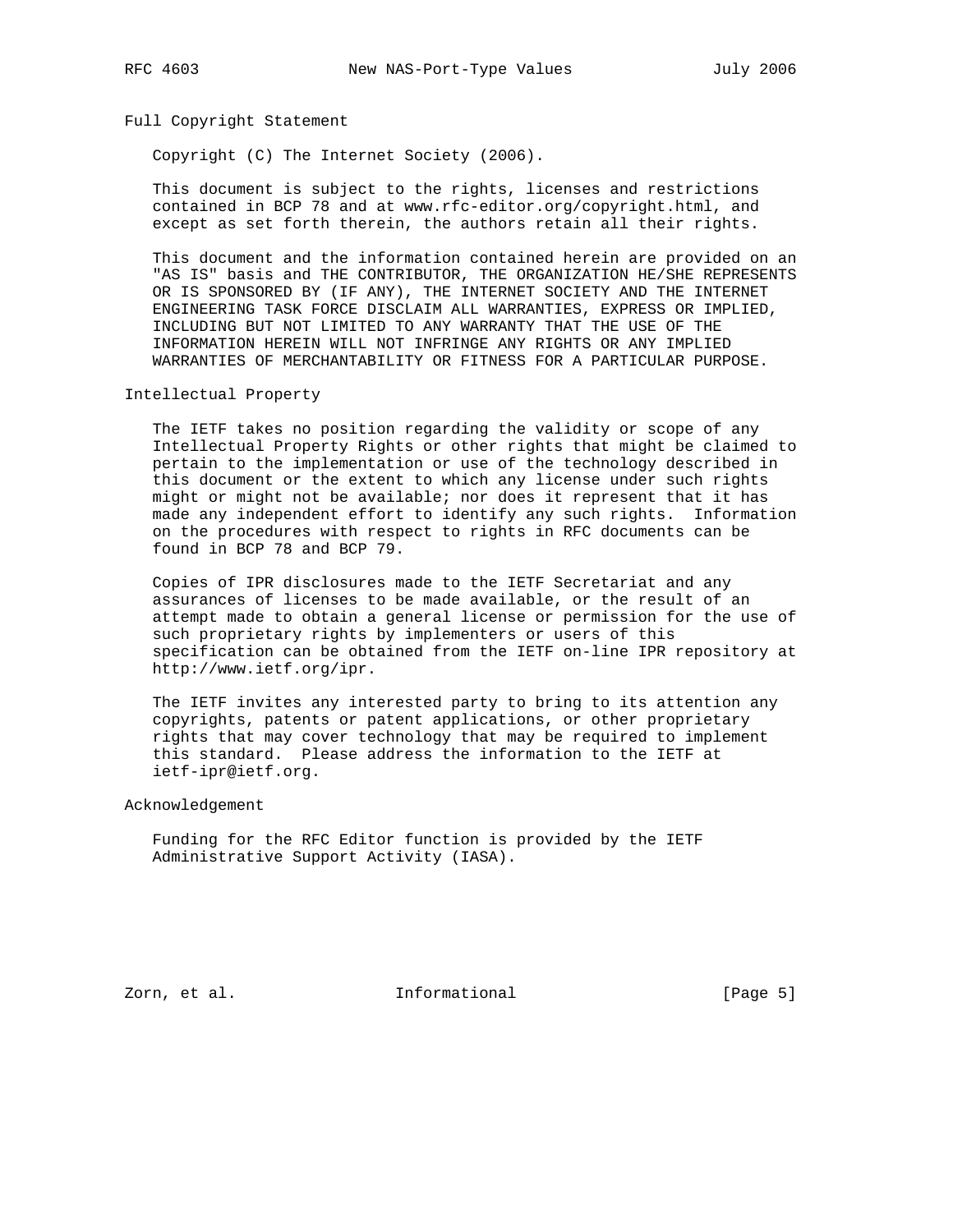## Full Copyright Statement

Copyright (C) The Internet Society (2006).

This document is subject to the rights, licenses and restrictions contained in BCP 78 and at www.rfc-editor.org/copyright.html, and except as set forth therein, the authors retain all their rights.

This document and the information contained herein are provided on an "AS IS" basis and THE CONTRIBUTOR, THE ORGANIZATION HE/SHE REPRESENTS OR IS SPONSORED BY (IF ANY), THE INTERNET SOCIETY AND THE INTERNET ENGINEERING TASK FORCE DISCLAIM ALL WARRANTIES, EXPRESS OR IMPLIED, INCLUDING BUT NOT LIMITED TO ANY WARRANTY THAT THE USE OF THE INFORMATION HEREIN WILL NOT INFRINGE ANY RIGHTS OR ANY IMPLIED WARRANTIES OF MERCHANTABILITY OR FITNESS FOR A PARTICULAR PURPOSE.

## Intellectual Property

The IETF takes no position regarding the validity or scope of any Intellectual Property Rights or other rights that might be claimed to pertain to the implementation or use of the technology described in this document or the extent to which any license under such rights might or might not be available; nor does it represent that it has made any independent effort to identify any such rights. Information on the procedures with respect to rights in RFC documents can be found in BCP 78 and BCP 79.

Copies of IPR disclosures made to the IETF Secretariat and any assurances of licenses to be made available, or the result of an attempt made to obtain a general license or permission for the use of such proprietary rights by implementers or users of this specification can be obtained from the IETF on-line IPR repository at http://www.ietf.org/ipr.

The IETF invites any interested party to bring to its attention any copyrights, patents or patent applications, or other proprietary rights that may cover technology that may be required to implement this standard. Please address the information to the IETF at ietf-ipr@ietf.org.

## Acknowledgement

Funding for the RFC Editor function is provided by the IETF Administrative Support Activity (IASA).